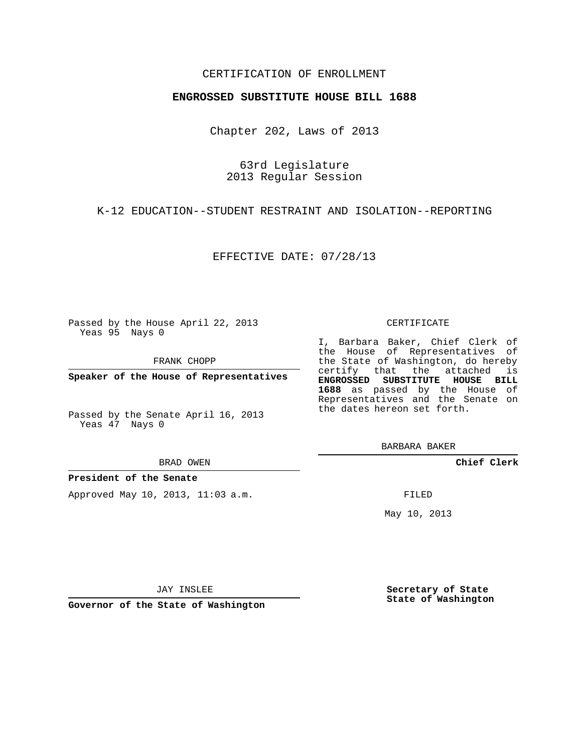CERTIFICATION OF ENROLLMENT

**ENGROSSED SUBSTITUTE HOUSE BILL 1688**

Chapter 202, Laws of 2013

63rd Legislature
2013 Regular Session

K-12 EDUCATION--STUDENT RESTRAINT AND ISOLATION--REPORTING

EFFECTIVE DATE: 07/28/13

Passed by the House April 22, 2013
Yeas 95 Nays 0

FRANK CHOPP

**Speaker of the House of Representatives**

Passed by the Senate April 16, 2013
Yeas 47 Nays 0

BRAD OWEN

**President of the Senate**

Approved May 10, 2013, 11:03 a.m.

JAY INSLEE

**Governor of the State of Washington**

CERTIFICATE

I, Barbara Baker, Chief Clerk of the House of Representatives of the State of Washington, do hereby certify that the attached is **ENGROSSED SUBSTITUTE HOUSE BILL 1688** as passed by the House of Representatives and the Senate on the dates hereon set forth.

BARBARA BAKER

**Chief Clerk**

FILED

May 10, 2013

**Secretary of State**
**State of Washington**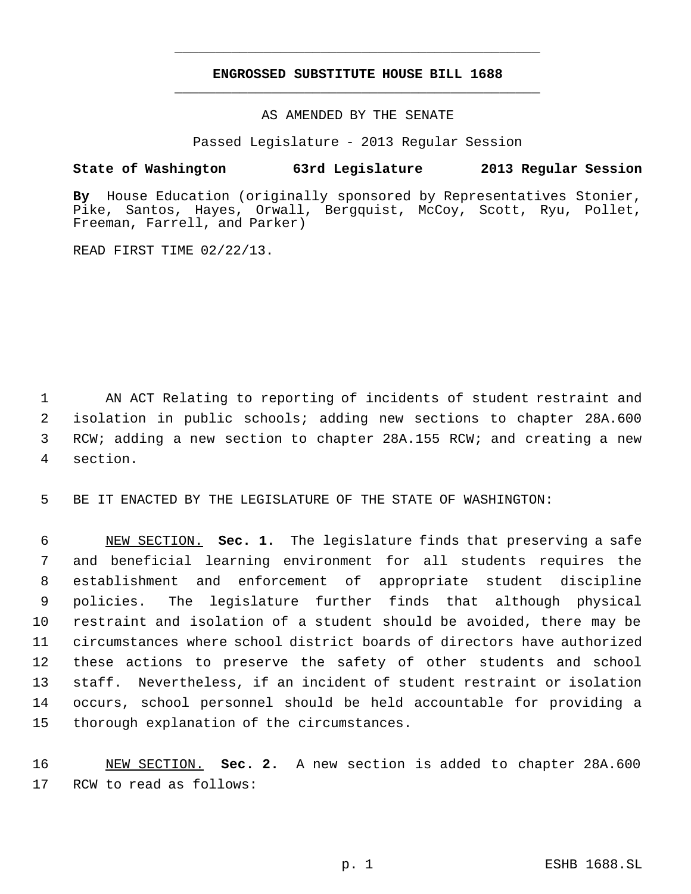# ENGROSSED SUBSTITUTE HOUSE BILL 1688

AS AMENDED BY THE SENATE

Passed Legislature - 2013 Regular Session

**State of Washington 63rd Legislature 2013 Regular Session**

**By** House Education (originally sponsored by Representatives Stonier, Pike, Santos, Hayes, Orwall, Bergquist, McCoy, Scott, Ryu, Pollet, Freeman, Farrell, and Parker)

READ FIRST TIME 02/22/13.

AN ACT Relating to reporting of incidents of student restraint and isolation in public schools; adding new sections to chapter 28A.600 RCW; adding a new section to chapter 28A.155 RCW; and creating a new section.

BE IT ENACTED BY THE LEGISLATURE OF THE STATE OF WASHINGTON:

NEW SECTION. **Sec. 1.** The legislature finds that preserving a safe and beneficial learning environment for all students requires the establishment and enforcement of appropriate student discipline policies. The legislature further finds that although physical restraint and isolation of a student should be avoided, there may be circumstances where school district boards of directors have authorized these actions to preserve the safety of other students and school staff. Nevertheless, if an incident of student restraint or isolation occurs, school personnel should be held accountable for providing a thorough explanation of the circumstances.

NEW SECTION. **Sec. 2.** A new section is added to chapter 28A.600 RCW to read as follows: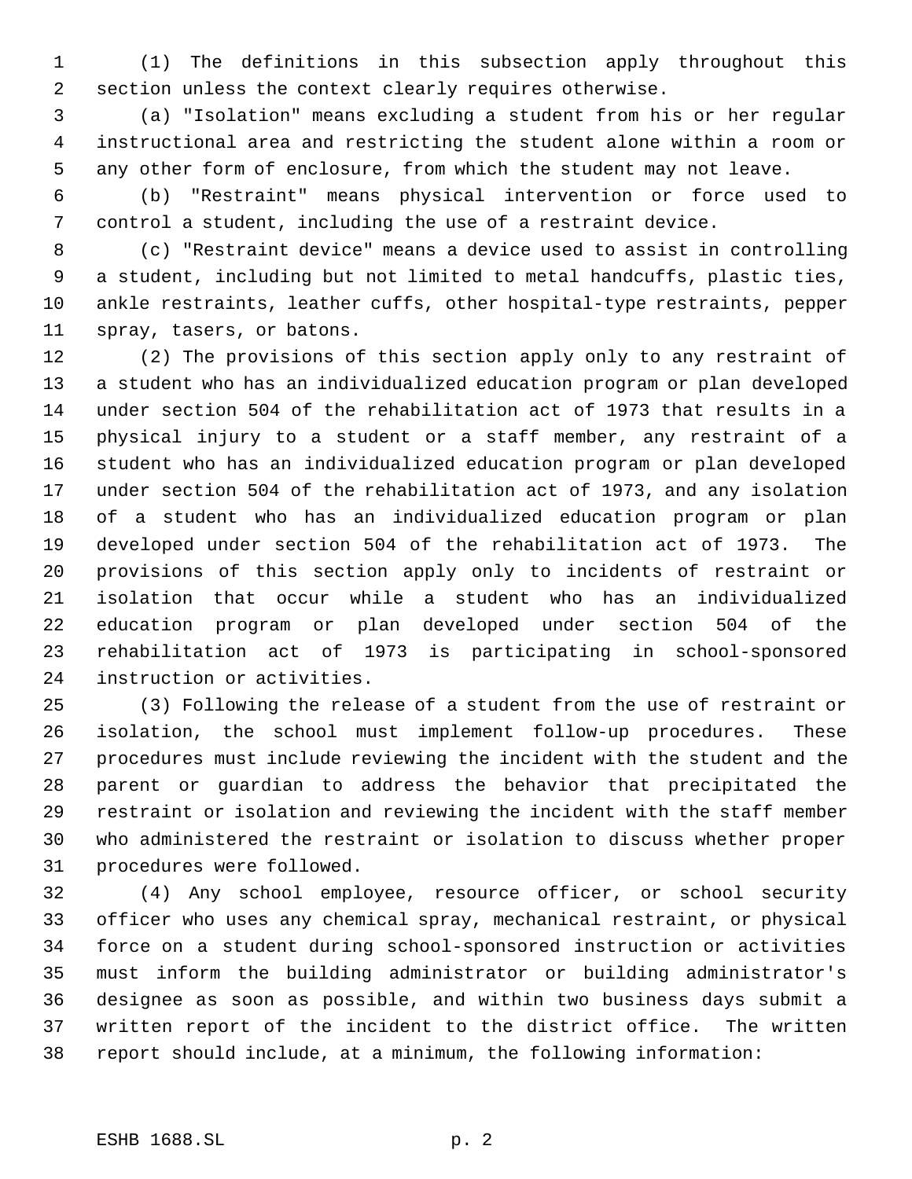(1) The definitions in this subsection apply throughout this section unless the context clearly requires otherwise.

(a) "Isolation" means excluding a student from his or her regular instructional area and restricting the student alone within a room or any other form of enclosure, from which the student may not leave.

(b) "Restraint" means physical intervention or force used to control a student, including the use of a restraint device.

(c) "Restraint device" means a device used to assist in controlling a student, including but not limited to metal handcuffs, plastic ties, ankle restraints, leather cuffs, other hospital-type restraints, pepper spray, tasers, or batons.

(2) The provisions of this section apply only to any restraint of a student who has an individualized education program or plan developed under section 504 of the rehabilitation act of 1973 that results in a physical injury to a student or a staff member, any restraint of a student who has an individualized education program or plan developed under section 504 of the rehabilitation act of 1973, and any isolation of a student who has an individualized education program or plan developed under section 504 of the rehabilitation act of 1973. The provisions of this section apply only to incidents of restraint or isolation that occur while a student who has an individualized education program or plan developed under section 504 of the rehabilitation act of 1973 is participating in school-sponsored instruction or activities.

(3) Following the release of a student from the use of restraint or isolation, the school must implement follow-up procedures. These procedures must include reviewing the incident with the student and the parent or guardian to address the behavior that precipitated the restraint or isolation and reviewing the incident with the staff member who administered the restraint or isolation to discuss whether proper procedures were followed.

(4) Any school employee, resource officer, or school security officer who uses any chemical spray, mechanical restraint, or physical force on a student during school-sponsored instruction or activities must inform the building administrator or building administrator's designee as soon as possible, and within two business days submit a written report of the incident to the district office. The written report should include, at a minimum, the following information: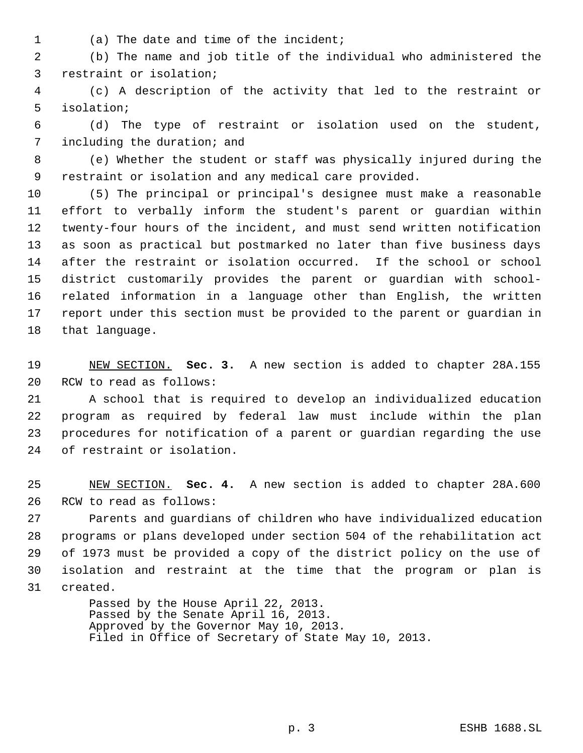(a) The date and time of the incident;

(b) The name and job title of the individual who administered the restraint or isolation;

(c) A description of the activity that led to the restraint or isolation;

(d) The type of restraint or isolation used on the student, including the duration; and

(e) Whether the student or staff was physically injured during the restraint or isolation and any medical care provided.

(5) The principal or principal's designee must make a reasonable effort to verbally inform the student's parent or guardian within twenty-four hours of the incident, and must send written notification as soon as practical but postmarked no later than five business days after the restraint or isolation occurred. If the school or school district customarily provides the parent or guardian with school-related information in a language other than English, the written report under this section must be provided to the parent or guardian in that language.

NEW SECTION. **Sec. 3.** A new section is added to chapter 28A.155 RCW to read as follows:

A school that is required to develop an individualized education program as required by federal law must include within the plan procedures for notification of a parent or guardian regarding the use of restraint or isolation.

NEW SECTION. **Sec. 4.** A new section is added to chapter 28A.600 RCW to read as follows:

Parents and guardians of children who have individualized education programs or plans developed under section 504 of the rehabilitation act of 1973 must be provided a copy of the district policy on the use of isolation and restraint at the time that the program or plan is created.

Passed by the House April 22, 2013.
Passed by the Senate April 16, 2013.
Approved by the Governor May 10, 2013.
Filed in Office of Secretary of State May 10, 2013.